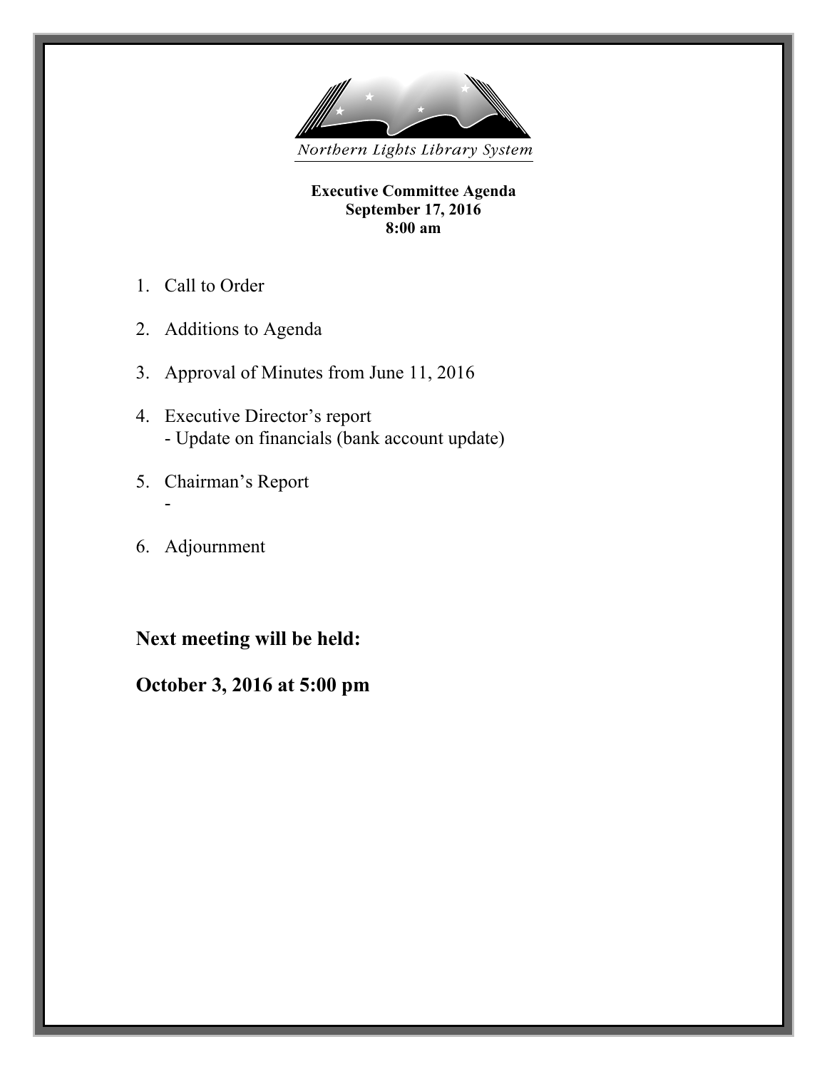Northern Lights Library System

**Executive Committee Agenda**
**September 17, 2016**
**8:00 am**

1. Call to Order

2. Additions to Agenda

3. Approval of Minutes from June 11, 2016

4. Executive Director's report
   - Update on financials (bank account update)

5. Chairman's Report
   -

6. Adjournment

## Next meeting will be held:

## October 3, 2016 at 5:00 pm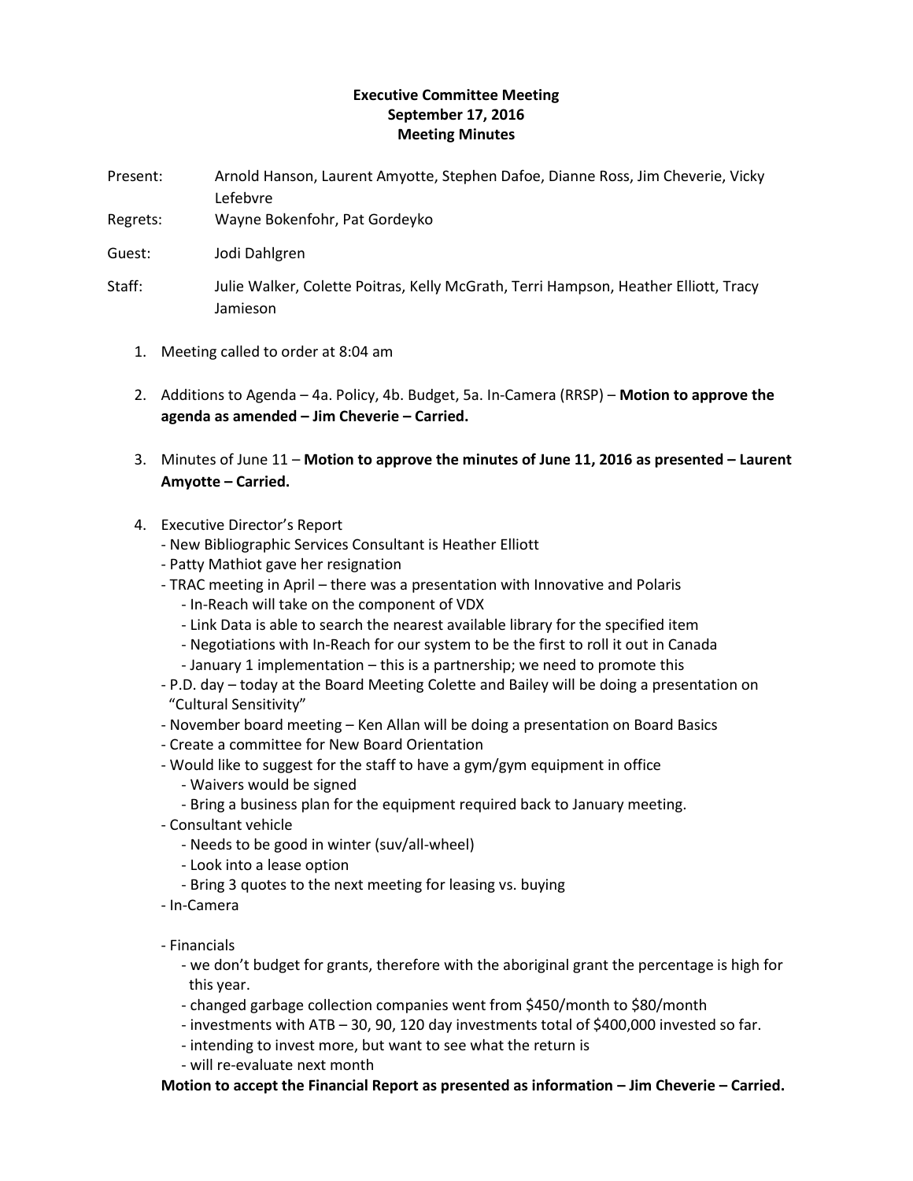**Executive Committee Meeting**
**September 17, 2016**
**Meeting Minutes**

Present: Arnold Hanson, Laurent Amyotte, Stephen Dafoe, Dianne Ross, Jim Cheverie, Vicky Lefebvre

Regrets: Wayne Bokenfohr, Pat Gordeyko

Guest: Jodi Dahlgren

Staff: Julie Walker, Colette Poitras, Kelly McGrath, Terri Hampson, Heather Elliott, Tracy Jamieson

1. Meeting called to order at 8:04 am

2. Additions to Agenda – 4a. Policy, 4b. Budget, 5a. In-Camera (RRSP) – **Motion to approve the agenda as amended – Jim Cheverie – Carried.**

3. Minutes of June 11 – **Motion to approve the minutes of June 11, 2016 as presented – Laurent Amyotte – Carried.**

4. Executive Director's Report
   - New Bibliographic Services Consultant is Heather Elliott
   - Patty Mathiot gave her resignation
   - TRAC meeting in April – there was a presentation with Innovative and Polaris
     - In-Reach will take on the component of VDX
     - Link Data is able to search the nearest available library for the specified item
     - Negotiations with In-Reach for our system to be the first to roll it out in Canada
     - January 1 implementation – this is a partnership; we need to promote this
   - P.D. day – today at the Board Meeting Colette and Bailey will be doing a presentation on "Cultural Sensitivity"
   - November board meeting – Ken Allan will be doing a presentation on Board Basics
   - Create a committee for New Board Orientation
   - Would like to suggest for the staff to have a gym/gym equipment in office
     - Waivers would be signed
     - Bring a business plan for the equipment required back to January meeting.
   - Consultant vehicle
     - Needs to be good in winter (suv/all-wheel)
     - Look into a lease option
     - Bring 3 quotes to the next meeting for leasing vs. buying
   - In-Camera

   - Financials
     - we don't budget for grants, therefore with the aboriginal grant the percentage is high for this year.
     - changed garbage collection companies went from $450/month to $80/month
     - investments with ATB – 30, 90, 120 day investments total of $400,000 invested so far.
     - intending to invest more, but want to see what the return is
     - will re-evaluate next month

   **Motion to accept the Financial Report as presented as information – Jim Cheverie – Carried.**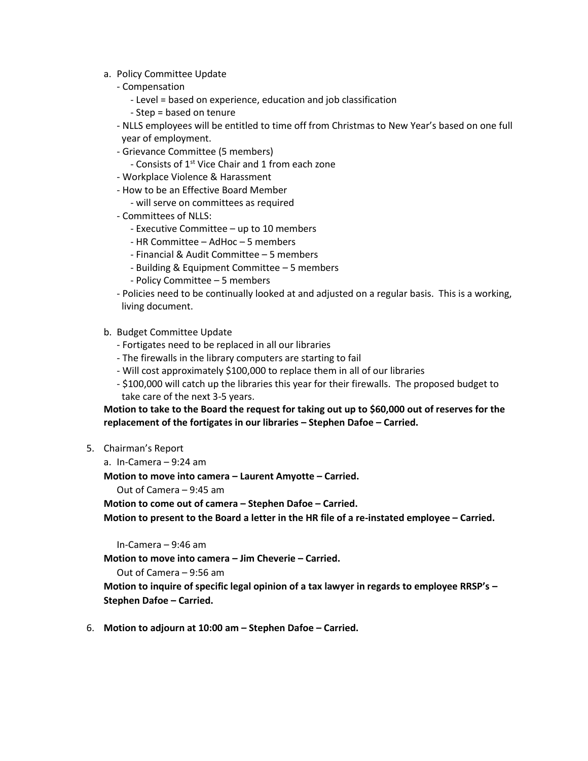a. Policy Committee Update
   - Compensation
      - Level = based on experience, education and job classification
      - Step = based on tenure
   - NLLS employees will be entitled to time off from Christmas to New Year's based on one full year of employment.
   - Grievance Committee (5 members)
      - Consists of 1st Vice Chair and 1 from each zone
   - Workplace Violence & Harassment
   - How to be an Effective Board Member
      - will serve on committees as required
   - Committees of NLLS:
      - Executive Committee – up to 10 members
      - HR Committee – AdHoc – 5 members
      - Financial & Audit Committee – 5 members
      - Building & Equipment Committee – 5 members
      - Policy Committee – 5 members
   - Policies need to be continually looked at and adjusted on a regular basis. This is a working, living document.

b. Budget Committee Update
   - Fortigates need to be replaced in all our libraries
   - The firewalls in the library computers are starting to fail
   - Will cost approximately $100,000 to replace them in all of our libraries
   - $100,000 will catch up the libraries this year for their firewalls. The proposed budget to take care of the next 3-5 years.

   **Motion to take to the Board the request for taking out up to $60,000 out of reserves for the replacement of the fortigates in our libraries – Stephen Dafoe – Carried.**

5. Chairman's Report

   a. In-Camera – 9:24 am

   **Motion to move into camera – Laurent Amyotte – Carried.**

   Out of Camera – 9:45 am

   **Motion to come out of camera – Stephen Dafoe – Carried.**

   **Motion to present to the Board a letter in the HR file of a re-instated employee – Carried.**

   In-Camera – 9:46 am

   **Motion to move into camera – Jim Cheverie – Carried.**

   Out of Camera – 9:56 am

   **Motion to inquire of specific legal opinion of a tax lawyer in regards to employee RRSP's – Stephen Dafoe – Carried.**

6. **Motion to adjourn at 10:00 am – Stephen Dafoe – Carried.**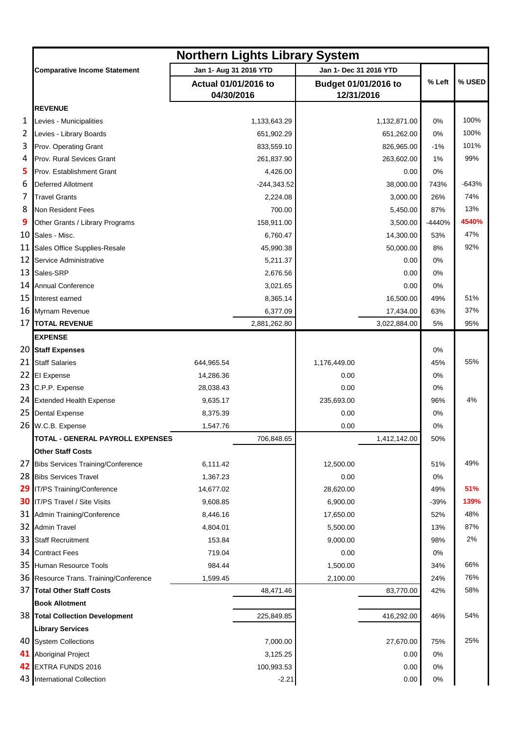| | Northern Lights Library System | | | | | | |
|---|---|---|---|---|---|---|---|
| | **Comparative Income Statement** | Jan 1- Aug 31 2016 YTD | | Jan 1- Dec 31 2016 YTD | | % Left | % USED |
| | | **Actual 01/01/2016 to 04/30/2016** | | **Budget 01/01/2016 to 12/31/2016** | | | |
| | **REVENUE** | | | | | | |
| 1 | Levies - Municipalities | | 1,133,643.29 | | 1,132,871.00 | 0% | 100% |
| 2 | Levies - Library Boards | | 651,902.29 | | 651,262.00 | 0% | 100% |
| 3 | Prov. Operating Grant | | 833,559.10 | | 826,965.00 | -1% | 101% |
| 4 | Prov. Rural Sevices Grant | | 261,837.90 | | 263,602.00 | 1% | 99% |
| 5 | Prov. Establishment Grant | | 4,426.00 | | 0.00 | 0% | |
| 6 | Deferred Allotment | | -244,343.52 | | 38,000.00 | 743% | -643% |
| 7 | Travel Grants | | 2,224.08 | | 3,000.00 | 26% | 74% |
| 8 | Non Resident Fees | | 700.00 | | 5,450.00 | 87% | 13% |
| 9 | Other Grants / Library Programs | | 158,911.00 | | 3,500.00 | -4440% | 4540% |
| 10 | Sales - Misc. | | 6,760.47 | | 14,300.00 | 53% | 47% |
| 11 | Sales Office Supplies-Resale | | 45,990.38 | | 50,000.00 | 8% | 92% |
| 12 | Service Administrative | | 5,211.37 | | 0.00 | 0% | |
| 13 | Sales-SRP | | 2,676.56 | | 0.00 | 0% | |
| 14 | Annual Conference | | 3,021.65 | | 0.00 | 0% | |
| 15 | Interest earned | | 8,365.14 | | 16,500.00 | 49% | 51% |
| 16 | Myrnam Revenue | | 6,377.09 | | 17,434.00 | 63% | 37% |
| 17 | **TOTAL REVENUE** | | 2,881,262.80 | | 3,022,884.00 | 5% | 95% |
| | **EXPENSE** | | | | | | |
| 20 | **Staff Expenses** | | | | | 0% | |
| 21 | Staff Salaries | 644,965.54 | | 1,176,449.00 | | 45% | 55% |
| 22 | EI Expense | 14,286.36 | | 0.00 | | 0% | |
| 23 | C.P.P. Expense | 28,038.43 | | 0.00 | | 0% | |
| 24 | Extended Health Expense | 9,635.17 | | 235,693.00 | | 96% | 4% |
| 25 | Dental Expense | 8,375.39 | | 0.00 | | 0% | |
| 26 | W.C.B. Expense | 1,547.76 | | 0.00 | | 0% | |
| | **TOTAL - GENERAL PAYROLL EXPENSES** | | 706,848.65 | | 1,412,142.00 | 50% | |
| | **Other Staff Costs** | | | | | | |
| 27 | Bibs Services Training/Conference | 6,111.42 | | 12,500.00 | | 51% | 49% |
| 28 | Bibs Services Travel | 1,367.23 | | 0.00 | | 0% | |
| 29 | IT/PS Training/Conference | 14,677.02 | | 28,620.00 | | 49% | 51% |
| 30 | IT/PS Travel / Site Visits | 9,608.85 | | 6,900.00 | | -39% | 139% |
| 31 | Admin Training/Conference | 8,446.16 | | 17,650.00 | | 52% | 48% |
| 32 | Admin Travel | 4,804.01 | | 5,500.00 | | 13% | 87% |
| 33 | Staff Recruitment | 153.84 | | 9,000.00 | | 98% | 2% |
| 34 | Contract Fees | 719.04 | | 0.00 | | 0% | |
| 35 | Human Resource Tools | 984.44 | | 1,500.00 | | 34% | 66% |
| 36 | Resource Trans. Training/Conference | 1,599.45 | | 2,100.00 | | 24% | 76% |
| 37 | **Total Other Staff Costs** | | 48,471.46 | | 83,770.00 | 42% | 58% |
| | **Book Allotment** | | | | | | |
| 38 | **Total Collection Development** | | 225,849.85 | | 416,292.00 | 46% | 54% |
| | **Library Services** | | | | | | |
| 40 | System Collections | | 7,000.00 | | 27,670.00 | 75% | 25% |
| 41 | Aboriginal Project | | 3,125.25 | | 0.00 | 0% | |
| 42 | EXTRA FUNDS 2016 | | 100,993.53 | | 0.00 | 0% | |
| 43 | International Collection | | -2.21 | | 0.00 | 0% | |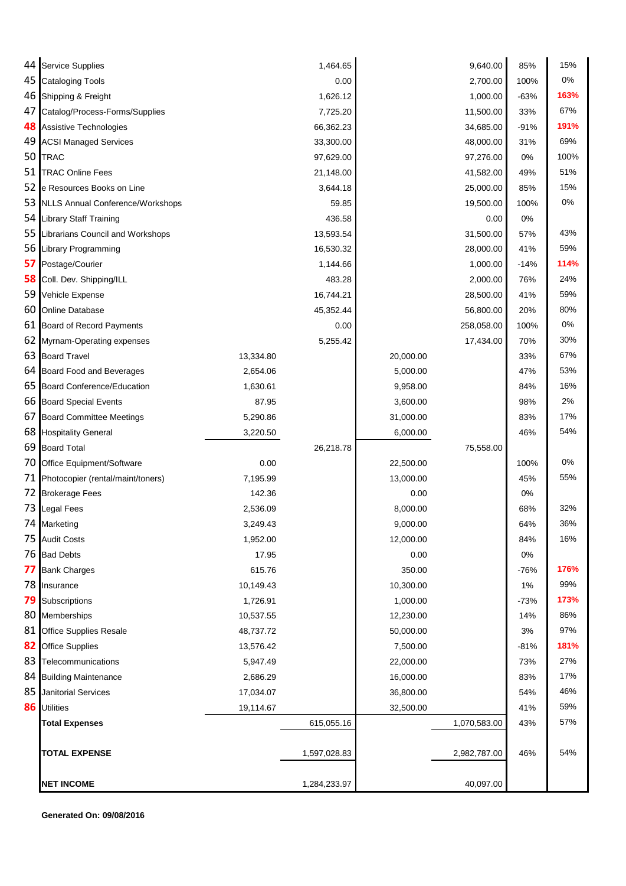| | | | | | | | |
|---|---|---|---|---|---|---|---|
| 44 | Service Supplies | | 1,464.65 | | 9,640.00 | 85% | 15% |
| 45 | Cataloging Tools | | 0.00 | | 2,700.00 | 100% | 0% |
| 46 | Shipping & Freight | | 1,626.12 | | 1,000.00 | -63% | **163%** |
| 47 | Catalog/Process-Forms/Supplies | | 7,725.20 | | 11,500.00 | 33% | 67% |
| **48** | Assistive Technologies | | 66,362.23 | | 34,685.00 | -91% | **191%** |
| 49 | ACSI Managed Services | | 33,300.00 | | 48,000.00 | 31% | 69% |
| 50 | TRAC | | 97,629.00 | | 97,276.00 | 0% | 100% |
| 51 | TRAC Online Fees | | 21,148.00 | | 41,582.00 | 49% | 51% |
| 52 | e Resources Books on Line | | 3,644.18 | | 25,000.00 | 85% | 15% |
| 53 | NLLS Annual Conference/Workshops | | 59.85 | | 19,500.00 | 100% | 0% |
| 54 | Library Staff Training | | 436.58 | | 0.00 | 0% | |
| 55 | Librarians Council and Workshops | | 13,593.54 | | 31,500.00 | 57% | 43% |
| 56 | Library Programming | | 16,530.32 | | 28,000.00 | 41% | 59% |
| **57** | Postage/Courier | | 1,144.66 | | 1,000.00 | -14% | **114%** |
| **58** | Coll. Dev. Shipping/ILL | | 483.28 | | 2,000.00 | 76% | 24% |
| 59 | Vehicle Expense | | 16,744.21 | | 28,500.00 | 41% | 59% |
| 60 | Online Database | | 45,352.44 | | 56,800.00 | 20% | 80% |
| 61 | Board of Record Payments | | 0.00 | | 258,058.00 | 100% | 0% |
| 62 | Myrnam-Operating expenses | | 5,255.42 | | 17,434.00 | 70% | 30% |
| 63 | Board Travel | 13,334.80 | | 20,000.00 | | 33% | 67% |
| 64 | Board Food and Beverages | 2,654.06 | | 5,000.00 | | 47% | 53% |
| 65 | Board Conference/Education | 1,630.61 | | 9,958.00 | | 84% | 16% |
| 66 | Board Special Events | 87.95 | | 3,600.00 | | 98% | 2% |
| 67 | Board Committee Meetings | 5,290.86 | | 31,000.00 | | 83% | 17% |
| 68 | Hospitality General | 3,220.50 | | 6,000.00 | | 46% | 54% |
| 69 | Board Total | | 26,218.78 | | 75,558.00 | | |
| 70 | Office Equipment/Software | 0.00 | | 22,500.00 | | 100% | 0% |
| 71 | Photocopier (rental/maint/toners) | 7,195.99 | | 13,000.00 | | 45% | 55% |
| 72 | Brokerage Fees | 142.36 | | 0.00 | | 0% | |
| 73 | Legal Fees | 2,536.09 | | 8,000.00 | | 68% | 32% |
| 74 | Marketing | 3,249.43 | | 9,000.00 | | 64% | 36% |
| 75 | Audit Costs | 1,952.00 | | 12,000.00 | | 84% | 16% |
| 76 | Bad Debts | 17.95 | | 0.00 | | 0% | |
| **77** | Bank Charges | 615.76 | | 350.00 | | -76% | **176%** |
| 78 | Insurance | 10,149.43 | | 10,300.00 | | 1% | 99% |
| **79** | Subscriptions | 1,726.91 | | 1,000.00 | | -73% | **173%** |
| 80 | Memberships | 10,537.55 | | 12,230.00 | | 14% | 86% |
| 81 | Office Supplies Resale | 48,737.72 | | 50,000.00 | | 3% | 97% |
| **82** | Office Supplies | 13,576.42 | | 7,500.00 | | -81% | **181%** |
| 83 | Telecommunications | 5,947.49 | | 22,000.00 | | 73% | 27% |
| 84 | Building Maintenance | 2,686.29 | | 16,000.00 | | 83% | 17% |
| 85 | Janitorial Services | 17,034.07 | | 36,800.00 | | 54% | 46% |
| **86** | Utilities | 19,114.67 | | 32,500.00 | | 41% | 59% |
| | **Total Expenses** | | 615,055.16 | | 1,070,583.00 | 43% | 57% |
| | **TOTAL EXPENSE** | | 1,597,028.83 | | 2,982,787.00 | 46% | 54% |
| | **NET INCOME** | | 1,284,233.97 | | 40,097.00 | | |

**Generated On: 09/08/2016**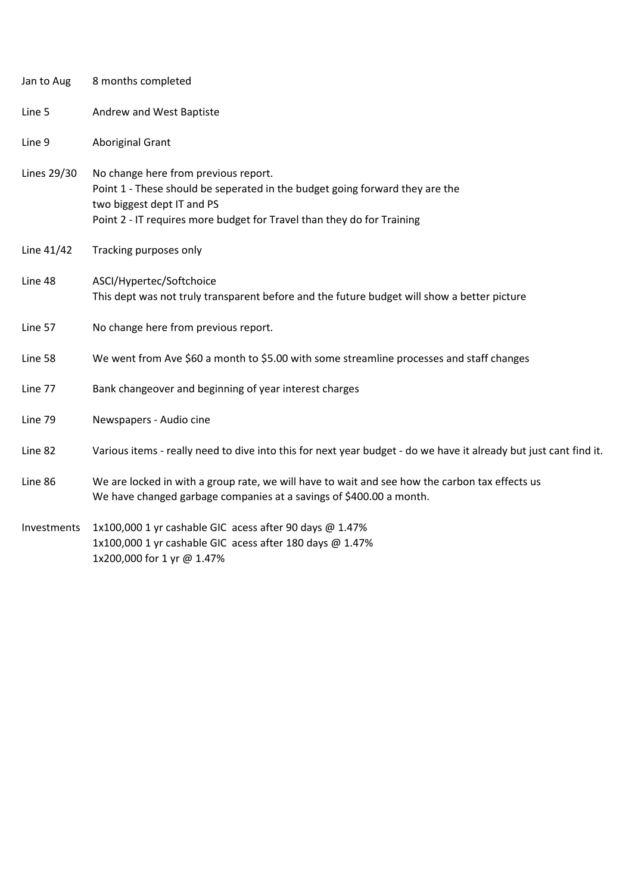| | |
|---|---|
| Jan to Aug | 8 months completed |
| Line 5 | Andrew and West Baptiste |
| Line 9 | Aboriginal Grant |
| Lines 29/30 | No change here from previous report.<br>Point 1 - These should be seperated in the budget going forward they are the<br>two biggest dept IT and PS<br>Point 2 - IT requires more budget for Travel than they do for Training |
| Line 41/42 | Tracking purposes only |
| Line 48 | ASCI/Hypertec/Softchoice<br>This dept was not truly transparent before and the future budget will show a better picture |
| Line 57 | No change here from previous report. |
| Line 58 | We went from Ave $60 a month to $5.00 with some streamline processes and staff changes |
| Line 77 | Bank changeover and beginning of year interest charges |
| Line 79 | Newspapers - Audio cine |
| Line 82 | Various items - really need to dive into this for next year budget - do we have it already but just cant find it. |
| Line 86 | We are locked in with a group rate, we will have to wait and see how the carbon tax effects us<br>We have changed garbage companies at a savings of $400.00 a month. |
| Investments | 1x100,000 1 yr cashable GIC acess after 90 days @ 1.47%<br>1x100,000 1 yr cashable GIC acess after 180 days @ 1.47%<br>1x200,000 for 1 yr @ 1.47% |